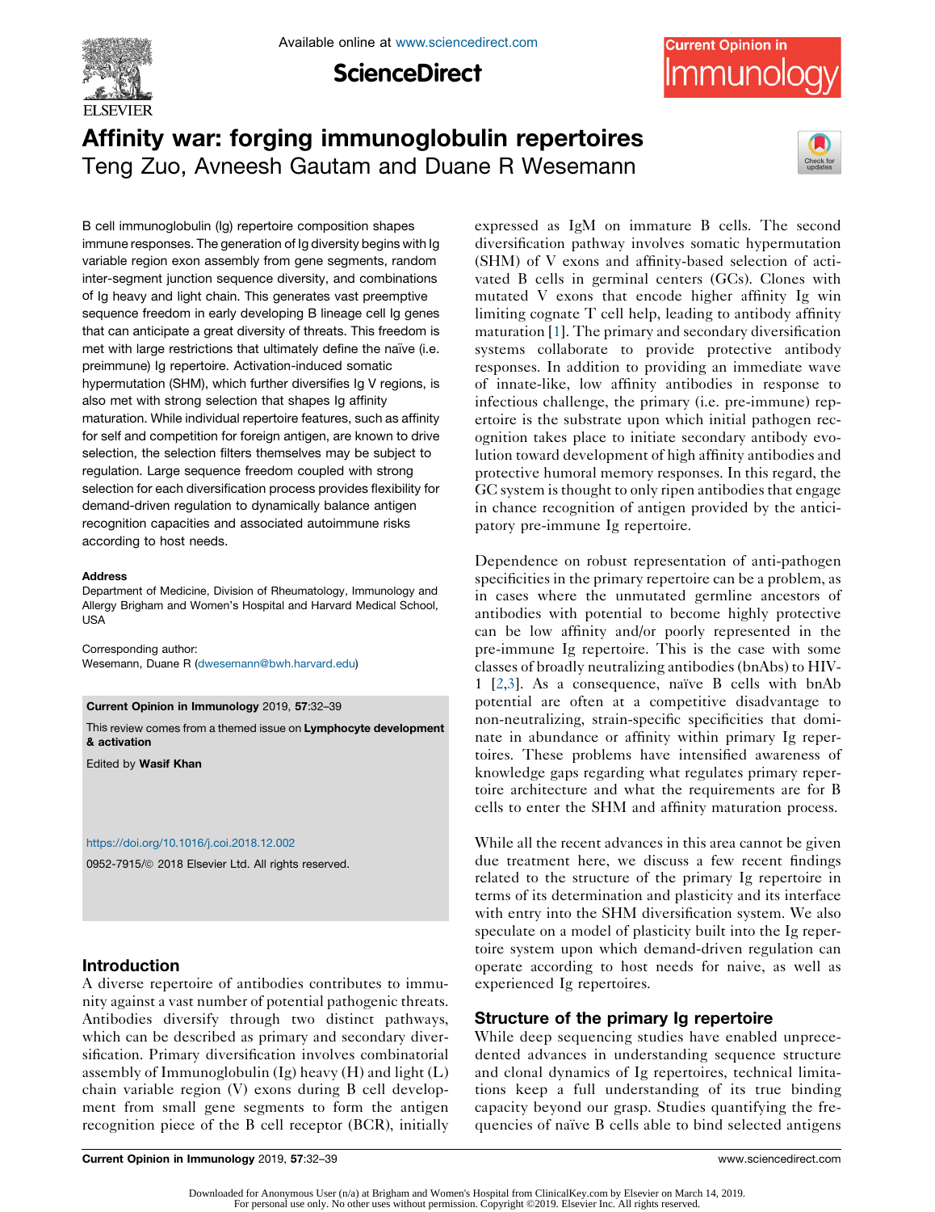# Affinity war: forging immunoglobulin repertoires

Teng Zuo, Avneesh Gautam and Duane R Wesemann

B cell immunoglobulin (Ig) repertoire composition shapes immune responses. The generation of Ig diversity begins with Ig variable region exon assembly from gene segments, random inter-segment junction sequence diversity, and combinations of Ig heavy and light chain. This generates vast preemptive sequence freedom in early developing B lineage cell Ig genes that can anticipate a great diversity of threats. This freedom is met with large restrictions that ultimately define the naïve (i.e. preimmune) Ig repertoire. Activation-induced somatic hypermutation (SHM), which further diversifies Ig V regions, is also met with strong selection that shapes Ig affinity maturation. While individual repertoire features, such as affinity for self and competition for foreign antigen, are known to drive selection, the selection filters themselves may be subject to regulation. Large sequence freedom coupled with strong selection for each diversification process provides flexibility for demand-driven regulation to dynamically balance antigen recognition capacities and associated autoimmune risks according to host needs.

**Address**
Department of Medicine, Division of Rheumatology, Immunology and Allergy Brigham and Women's Hospital and Harvard Medical School, USA

Corresponding author:
Wesemann, Duane R (dwesemann@bwh.harvard.edu)

**Current Opinion in Immunology** 2019, **57**:32–39

This review comes from a themed issue on **Lymphocyte development & activation**

Edited by **Wasif Khan**

https://doi.org/10.1016/j.coi.2018.12.002

0952-7915/© 2018 Elsevier Ltd. All rights reserved.

## Introduction

A diverse repertoire of antibodies contributes to immunity against a vast number of potential pathogenic threats. Antibodies diversify through two distinct pathways, which can be described as primary and secondary diversification. Primary diversification involves combinatorial assembly of Immunoglobulin (Ig) heavy (H) and light (L) chain variable region (V) exons during B cell development from small gene segments to form the antigen recognition piece of the B cell receptor (BCR), initially expressed as IgM on immature B cells. The second diversification pathway involves somatic hypermutation (SHM) of V exons and affinity-based selection of activated B cells in germinal centers (GCs). Clones with mutated V exons that encode higher affinity Ig win limiting cognate T cell help, leading to antibody affinity maturation [1]. The primary and secondary diversification systems collaborate to provide protective antibody responses. In addition to providing an immediate wave of innate-like, low affinity antibodies in response to infectious challenge, the primary (i.e. pre-immune) repertoire is the substrate upon which initial pathogen recognition takes place to initiate secondary antibody evolution toward development of high affinity antibodies and protective humoral memory responses. In this regard, the GC system is thought to only ripen antibodies that engage in chance recognition of antigen provided by the anticipatory pre-immune Ig repertoire.

Dependence on robust representation of anti-pathogen specificities in the primary repertoire can be a problem, as in cases where the unmutated germline ancestors of antibodies with potential to become highly protective can be low affinity and/or poorly represented in the pre-immune Ig repertoire. This is the case with some classes of broadly neutralizing antibodies (bnAbs) to HIV-1 [2,3]. As a consequence, naïve B cells with bnAb potential are often at a competitive disadvantage to non-neutralizing, strain-specific specificities that dominate in abundance or affinity within primary Ig repertoires. These problems have intensified awareness of knowledge gaps regarding what regulates primary repertoire architecture and what the requirements are for B cells to enter the SHM and affinity maturation process.

While all the recent advances in this area cannot be given due treatment here, we discuss a few recent findings related to the structure of the primary Ig repertoire in terms of its determination and plasticity and its interface with entry into the SHM diversification system. We also speculate on a model of plasticity built into the Ig repertoire system upon which demand-driven regulation can operate according to host needs for naive, as well as experienced Ig repertoires.

## Structure of the primary Ig repertoire

While deep sequencing studies have enabled unprecedented advances in understanding sequence structure and clonal dynamics of Ig repertoires, technical limitations keep a full understanding of its true binding capacity beyond our grasp. Studies quantifying the frequencies of naïve B cells able to bind selected antigens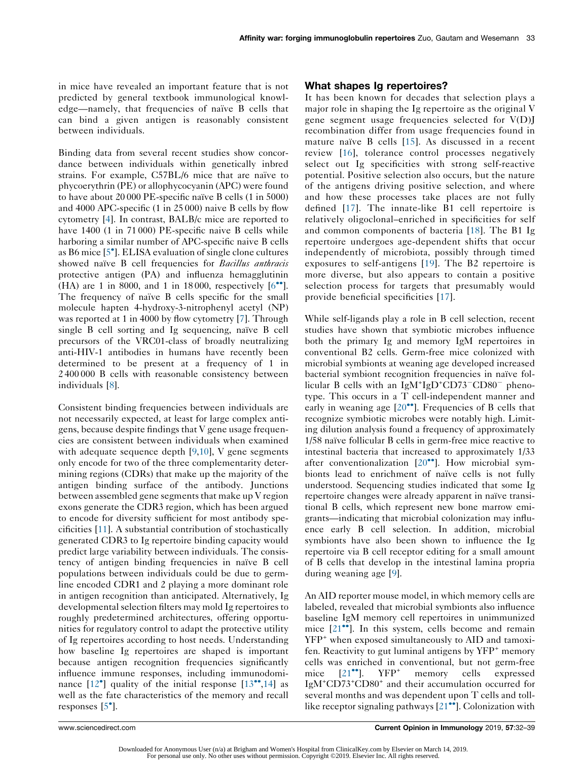in mice have revealed an important feature that is not predicted by general textbook immunological knowledge—namely, that frequencies of naïve B cells that can bind a given antigen is reasonably consistent between individuals.

Binding data from several recent studies show concordance between individuals within genetically inbred strains. For example, C57BL/6 mice that are naïve to phycoerythrin (PE) or allophycocyanin (APC) were found to have about 20 000 PE-specific naïve B cells (1 in 5000) and 4000 APC-specific (1 in 25 000) naive B cells by flow cytometry [4]. In contrast, BALB/c mice are reported to have 1400 (1 in 71 000) PE-specific naive B cells while harboring a similar number of APC-specific naive B cells as B6 mice [5•]. ELISA evaluation of single clone cultures showed naïve B cell frequencies for *Bacillus anthracis* protective antigen (PA) and influenza hemagglutinin (HA) are 1 in 8000, and 1 in 18 000, respectively [6••]. The frequency of naïve B cells specific for the small molecule hapten 4-hydroxy-3-nitrophenyl acetyl (NP) was reported at 1 in 4000 by flow cytometry [7]. Through single B cell sorting and Ig sequencing, naïve B cell precursors of the VRC01-class of broadly neutralizing anti-HIV-1 antibodies in humans have recently been determined to be present at a frequency of 1 in 2 400 000 B cells with reasonable consistency between individuals [8].

Consistent binding frequencies between individuals are not necessarily expected, at least for large complex antigens, because despite findings that V gene usage frequencies are consistent between individuals when examined with adequate sequence depth [9,10], V gene segments only encode for two of the three complementarity determining regions (CDRs) that make up the majority of the antigen binding surface of the antibody. Junctions between assembled gene segments that make up V region exons generate the CDR3 region, which has been argued to encode for diversity sufficient for most antibody specificities [11]. A substantial contribution of stochastically generated CDR3 to Ig repertoire binding capacity would predict large variability between individuals. The consistency of antigen binding frequencies in naïve B cell populations between individuals could be due to germline encoded CDR1 and 2 playing a more dominant role in antigen recognition than anticipated. Alternatively, Ig developmental selection filters may mold Ig repertoires to roughly predetermined architectures, offering opportunities for regulatory control to adapt the protective utility of Ig repertoires according to host needs. Understanding how baseline Ig repertoires are shaped is important because antigen recognition frequencies significantly influence immune responses, including immunodominance [12•] quality of the initial response [13••,14] as well as the fate characteristics of the memory and recall responses [5•].

## What shapes Ig repertoires?

It has been known for decades that selection plays a major role in shaping the Ig repertoire as the original V gene segment usage frequencies selected for V(D)J recombination differ from usage frequencies found in mature naïve B cells [15]. As discussed in a recent review [16], tolerance control processes negatively select out Ig specificities with strong self-reactive potential. Positive selection also occurs, but the nature of the antigens driving positive selection, and where and how these processes take places are not fully defined [17]. The innate-like B1 cell repertoire is relatively oligoclonal–enriched in specificities for self and common components of bacteria [18]. The B1 Ig repertoire undergoes age-dependent shifts that occur independently of microbiota, possibly through timed exposures to self-antigens [19]. The B2 repertoire is more diverse, but also appears to contain a positive selection process for targets that presumably would provide beneficial specificities [17].

While self-ligands play a role in B cell selection, recent studies have shown that symbiotic microbes influence both the primary Ig and memory IgM repertoires in conventional B2 cells. Germ-free mice colonized with microbial symbionts at weaning age developed increased bacterial symbiont recognition frequencies in naïve follicular B cells with an $IgM^{+}IgD^{+}CD73^{-}CD80^{-}$ phenotype. This occurs in a T cell-independent manner and early in weaning age [20••]. Frequencies of B cells that recognize symbiotic microbes were notably high. Limiting dilution analysis found a frequency of approximately 1/58 naïve follicular B cells in germ-free mice reactive to intestinal bacteria that increased to approximately 1/33 after conventionalization [20••]. How microbial symbionts lead to enrichment of naïve cells is not fully understood. Sequencing studies indicated that some Ig repertoire changes were already apparent in naïve transitional B cells, which represent new bone marrow emigrants—indicating that microbial colonization may influence early B cell selection. In addition, microbial symbionts have also been shown to influence the Ig repertoire via B cell receptor editing for a small amount of B cells that develop in the intestinal lamina propria during weaning age [9].

An AID reporter mouse model, in which memory cells are labeled, revealed that microbial symbionts also influence baseline IgM memory cell repertoires in unimmunized mice [21••]. In this system, cells become and remain $YFP^{+}$ when exposed simultaneously to AID and tamoxifen. Reactivity to gut luminal antigens by $YFP^{+}$ memory cells was enriched in conventional, but not germ-free mice [21••]. $YFP^{+}$ memory cells expressed $IgM^{+}CD73^{+}CD80^{+}$ and their accumulation occurred for several months and was dependent upon T cells and toll-like receptor signaling pathways [21••]. Colonization with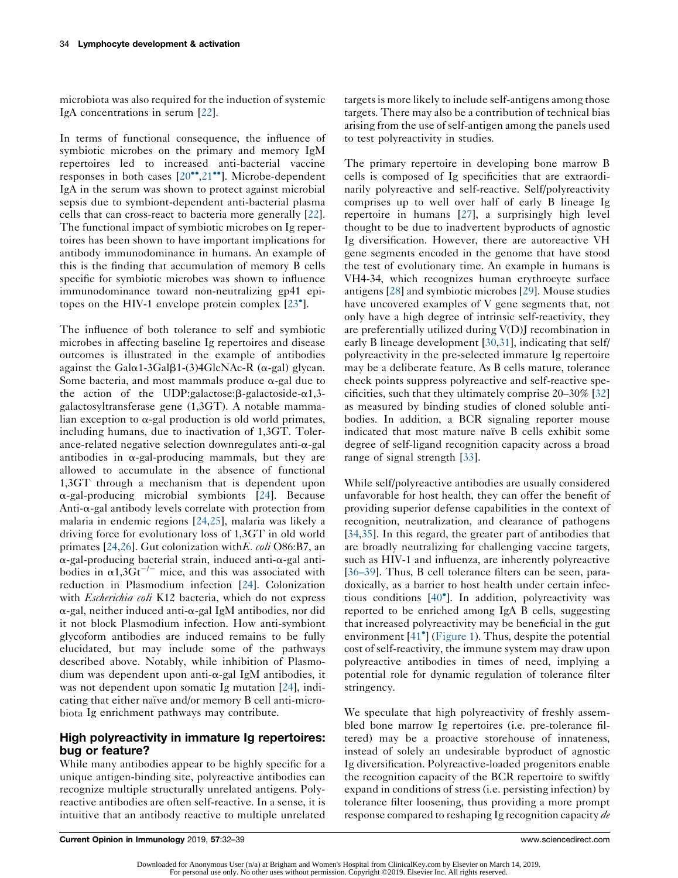microbiota was also required for the induction of systemic IgA concentrations in serum [22].

In terms of functional consequence, the influence of symbiotic microbes on the primary and memory IgM repertoires led to increased anti-bacterial vaccine responses in both cases [20••,21••]. Microbe-dependent IgA in the serum was shown to protect against microbial sepsis due to symbiont-dependent anti-bacterial plasma cells that can cross-react to bacteria more generally [22]. The functional impact of symbiotic microbes on Ig repertoires has been shown to have important implications for antibody immunodominance in humans. An example of this is the finding that accumulation of memory B cells specific for symbiotic microbes was shown to influence immunodominance toward non-neutralizing gp41 epitopes on the HIV-1 envelope protein complex [23•].

The influence of both tolerance to self and symbiotic microbes in affecting baseline Ig repertoires and disease outcomes is illustrated in the example of antibodies against the Galα1-3Galβ1-(3)4GlcNAc-R (α-gal) glycan. Some bacteria, and most mammals produce α-gal due to the action of the UDP:galactose:β-galactoside-α1,3-galactosyltransferase gene (1,3GT). A notable mammalian exception to α-gal production is old world primates, including humans, due to inactivation of 1,3GT. Tolerance-related negative selection downregulates anti-α-gal antibodies in α-gal-producing mammals, but they are allowed to accumulate in the absence of functional 1,3GT through a mechanism that is dependent upon α-gal-producing microbial symbionts [24]. Because Anti-α-gal antibody levels correlate with protection from malaria in endemic regions [24,25], malaria was likely a driving force for evolutionary loss of 1,3GT in old world primates [24,26]. Gut colonization with *E. coli* O86:B7, an α-gal-producing bacterial strain, induced anti-α-gal antibodies in $\alpha 1,3Gt^{-/-}$ mice, and this was associated with reduction in Plasmodium infection [24]. Colonization with *Escherichia coli* K12 bacteria, which do not express α-gal, neither induced anti-α-gal IgM antibodies, nor did it not block Plasmodium infection. How anti-symbiont glycoform antibodies are induced remains to be fully elucidated, but may include some of the pathways described above. Notably, while inhibition of Plasmodium was dependent upon anti-α-gal IgM antibodies, it was not dependent upon somatic Ig mutation [24], indicating that either naïve and/or memory B cell anti-microbiota Ig enrichment pathways may contribute.

## High polyreactivity in immature Ig repertoires: bug or feature?

While many antibodies appear to be highly specific for a unique antigen-binding site, polyreactive antibodies can recognize multiple structurally unrelated antigens. Polyreactive antibodies are often self-reactive. In a sense, it is intuitive that an antibody reactive to multiple unrelated targets is more likely to include self-antigens among those targets. There may also be a contribution of technical bias arising from the use of self-antigen among the panels used to test polyreactivity in studies.

The primary repertoire in developing bone marrow B cells is composed of Ig specificities that are extraordinarily polyreactive and self-reactive. Self/polyreactivity comprises up to well over half of early B lineage Ig repertoire in humans [27], a surprisingly high level thought to be due to inadvertent byproducts of agnostic Ig diversification. However, there are autoreactive VH gene segments encoded in the genome that have stood the test of evolutionary time. An example in humans is VH4-34, which recognizes human erythrocyte surface antigens [28] and symbiotic microbes [29]. Mouse studies have uncovered examples of V gene segments that, not only have a high degree of intrinsic self-reactivity, they are preferentially utilized during V(D)J recombination in early B lineage development [30,31], indicating that self/polyreactivity in the pre-selected immature Ig repertoire may be a deliberate feature. As B cells mature, tolerance check points suppress polyreactive and self-reactive specificities, such that they ultimately comprise 20–30% [32] as measured by binding studies of cloned soluble antibodies. In addition, a BCR signaling reporter mouse indicated that most mature naïve B cells exhibit some degree of self-ligand recognition capacity across a broad range of signal strength [33].

While self/polyreactive antibodies are usually considered unfavorable for host health, they can offer the benefit of providing superior defense capabilities in the context of recognition, neutralization, and clearance of pathogens [34,35]. In this regard, the greater part of antibodies that are broadly neutralizing for challenging vaccine targets, such as HIV-1 and influenza, are inherently polyreactive [36–39]. Thus, B cell tolerance filters can be seen, paradoxically, as a barrier to host health under certain infectious conditions [40•]. In addition, polyreactivity was reported to be enriched among IgA B cells, suggesting that increased polyreactivity may be beneficial in the gut environment [41•] (Figure 1). Thus, despite the potential cost of self-reactivity, the immune system may draw upon polyreactive antibodies in times of need, implying a potential role for dynamic regulation of tolerance filter stringency.

We speculate that high polyreactivity of freshly assembled bone marrow Ig repertoires (i.e. pre-tolerance filtered) may be a proactive storehouse of innateness, instead of solely an undesirable byproduct of agnostic Ig diversification. Polyreactive-loaded progenitors enable the recognition capacity of the BCR repertoire to swiftly expand in conditions of stress (i.e. persisting infection) by tolerance filter loosening, thus providing a more prompt response compared to reshaping Ig recognition capacity *de*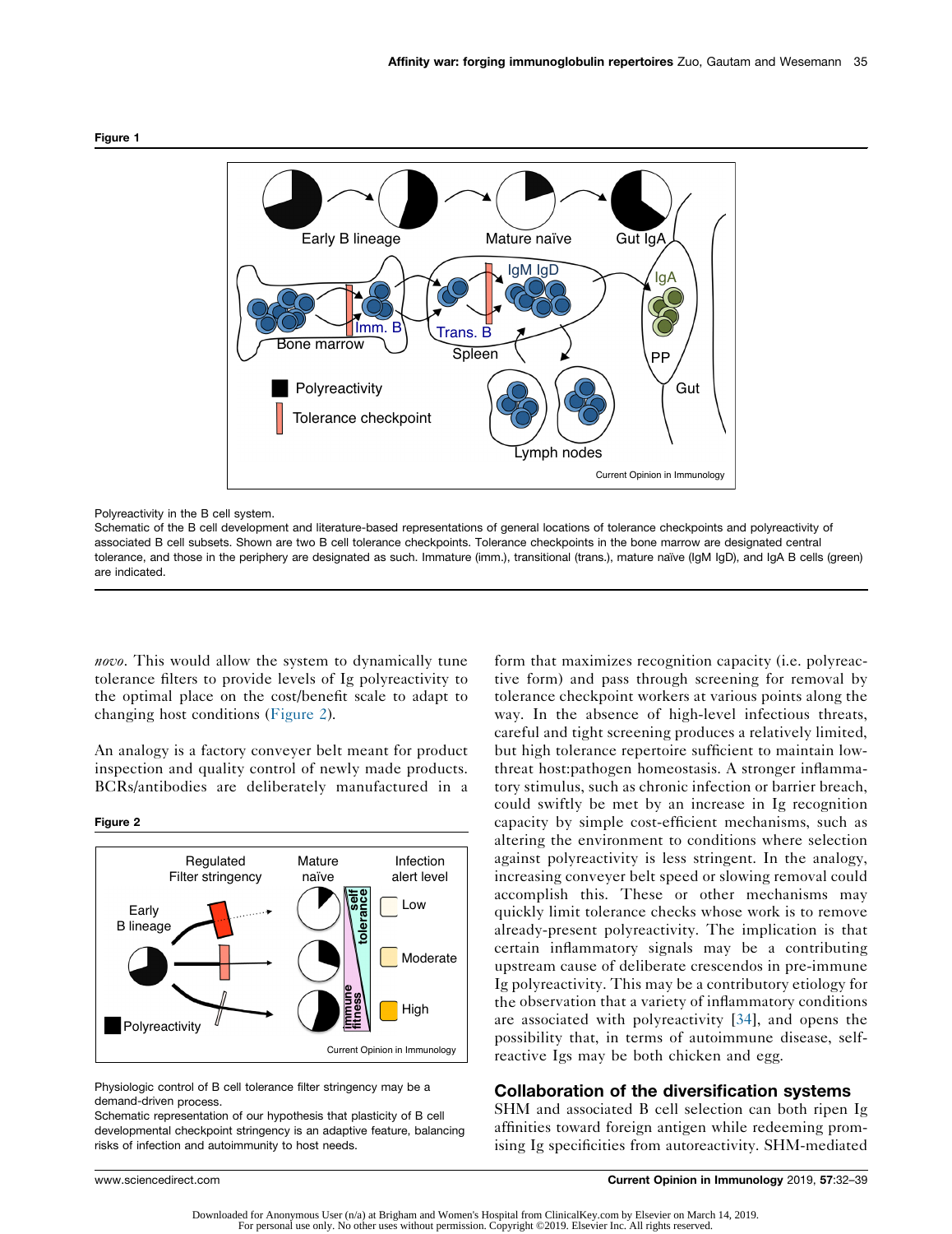**Figure 1**

Polyreactivity in the B cell system.

Schematic of the B cell development and literature-based representations of general locations of tolerance checkpoints and polyreactivity of associated B cell subsets. Shown are two B cell tolerance checkpoints. Tolerance checkpoints in the bone marrow are designated central tolerance, and those in the periphery are designated as such. Immature (imm.), transitional (trans.), mature naïve (IgM IgD), and IgA B cells (green) are indicated.

*novo*. This would allow the system to dynamically tune tolerance filters to provide levels of Ig polyreactivity to the optimal place on the cost/benefit scale to adapt to changing host conditions (Figure 2).

An analogy is a factory conveyer belt meant for product inspection and quality control of newly made products. BCRs/antibodies are deliberately manufactured in a form that maximizes recognition capacity (i.e. polyreactive form) and pass through screening for removal by tolerance checkpoint workers at various points along the way. In the absence of high-level infectious threats, careful and tight screening produces a relatively limited, but high tolerance repertoire sufficient to maintain low-threat host:pathogen homeostasis. A stronger inflammatory stimulus, such as chronic infection or barrier breach, could swiftly be met by an increase in Ig recognition capacity by simple cost-efficient mechanisms, such as altering the environment to conditions where selection against polyreactivity is less stringent. In the analogy, increasing conveyer belt speed or slowing removal could accomplish this. These or other mechanisms may quickly limit tolerance checks whose work is to remove already-present polyreactivity. The implication is that certain inflammatory signals may be a contributing upstream cause of deliberate crescendos in pre-immune Ig polyreactivity. This may be a contributory etiology for the observation that a variety of inflammatory conditions are associated with polyreactivity [34], and opens the possibility that, in terms of autoimmune disease, self-reactive Igs may be both chicken and egg.

**Figure 2**

Physiologic control of B cell tolerance filter stringency may be a demand-driven process.

Schematic representation of our hypothesis that plasticity of B cell developmental checkpoint stringency is an adaptive feature, balancing risks of infection and autoimmunity to host needs.

## Collaboration of the diversification systems

SHM and associated B cell selection can both ripen Ig affinities toward foreign antigen while redeeming promising Ig specificities from autoreactivity. SHM-mediated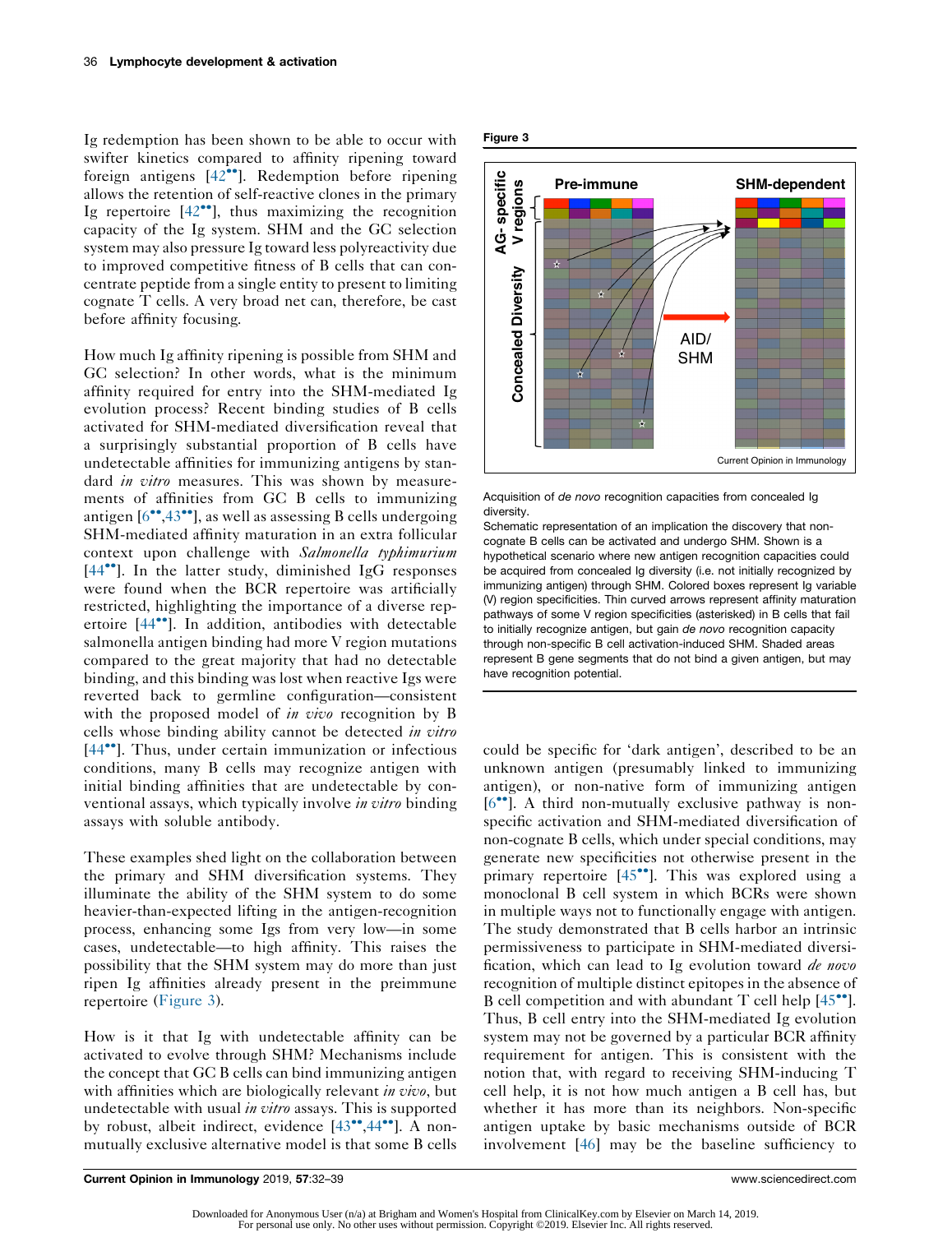Ig redemption has been shown to be able to occur with swifter kinetics compared to affinity ripening toward foreign antigens [42••]. Redemption before ripening allows the retention of self-reactive clones in the primary Ig repertoire [42••], thus maximizing the recognition capacity of the Ig system. SHM and the GC selection system may also pressure Ig toward less polyreactivity due to improved competitive fitness of B cells that can concentrate peptide from a single entity to present to limiting cognate T cells. A very broad net can, therefore, be cast before affinity focusing.

How much Ig affinity ripening is possible from SHM and GC selection? In other words, what is the minimum affinity required for entry into the SHM-mediated Ig evolution process? Recent binding studies of B cells activated for SHM-mediated diversification reveal that a surprisingly substantial proportion of B cells have undetectable affinities for immunizing antigens by standard *in vitro* measures. This was shown by measurements of affinities from GC B cells to immunizing antigen [6••,43••], as well as assessing B cells undergoing SHM-mediated affinity maturation in an extra follicular context upon challenge with *Salmonella typhimurium* [44••]. In the latter study, diminished IgG responses were found when the BCR repertoire was artificially restricted, highlighting the importance of a diverse repertoire [44••]. In addition, antibodies with detectable salmonella antigen binding had more V region mutations compared to the great majority that had no detectable binding, and this binding was lost when reactive Igs were reverted back to germline configuration—consistent with the proposed model of *in vivo* recognition by B cells whose binding ability cannot be detected *in vitro* [44••]. Thus, under certain immunization or infectious conditions, many B cells may recognize antigen with initial binding affinities that are undetectable by conventional assays, which typically involve *in vitro* binding assays with soluble antibody.

These examples shed light on the collaboration between the primary and SHM diversification systems. They illuminate the ability of the SHM system to do some heavier-than-expected lifting in the antigen-recognition process, enhancing some Igs from very low—in some cases, undetectable—to high affinity. This raises the possibility that the SHM system may do more than just ripen Ig affinities already present in the preimmune repertoire (Figure 3).

How is it that Ig with undetectable affinity can be activated to evolve through SHM? Mechanisms include the concept that GC B cells can bind immunizing antigen with affinities which are biologically relevant *in vivo*, but undetectable with usual *in vitro* assays. This is supported by robust, albeit indirect, evidence [43••,44••]. A non-mutually exclusive alternative model is that some B cells could be specific for 'dark antigen', described to be an unknown antigen (presumably linked to immunizing antigen), or non-native form of immunizing antigen [6••]. A third non-mutually exclusive pathway is non-specific activation and SHM-mediated diversification of non-cognate B cells, which under special conditions, may generate new specificities not otherwise present in the primary repertoire [45••]. This was explored using a monoclonal B cell system in which BCRs were shown in multiple ways not to functionally engage with antigen. The study demonstrated that B cells harbor an intrinsic permissiveness to participate in SHM-mediated diversification, which can lead to Ig evolution toward *de novo* recognition of multiple distinct epitopes in the absence of B cell competition and with abundant T cell help [45••]. Thus, B cell entry into the SHM-mediated Ig evolution system may not be governed by a particular BCR affinity requirement for antigen. This is consistent with the notion that, with regard to receiving SHM-inducing T cell help, it is not how much antigen a B cell has, but whether it has more than its neighbors. Non-specific antigen uptake by basic mechanisms outside of BCR involvement [46] may be the baseline sufficiency to

**Figure 3**

Acquisition of *de novo* recognition capacities from concealed Ig diversity.

Schematic representation of an implication the discovery that non-cognate B cells can be activated and undergo SHM. Shown is a hypothetical scenario where new antigen recognition capacities could be acquired from concealed Ig diversity (i.e. not initially recognized by immunizing antigen) through SHM. Colored boxes represent Ig variable (V) region specificities. Thin curved arrows represent affinity maturation pathways of some V region specificities (asterisked) in B cells that fail to initially recognize antigen, but gain *de novo* recognition capacity through non-specific B cell activation-induced SHM. Shaded areas represent B gene segments that do not bind a given antigen, but may have recognition potential.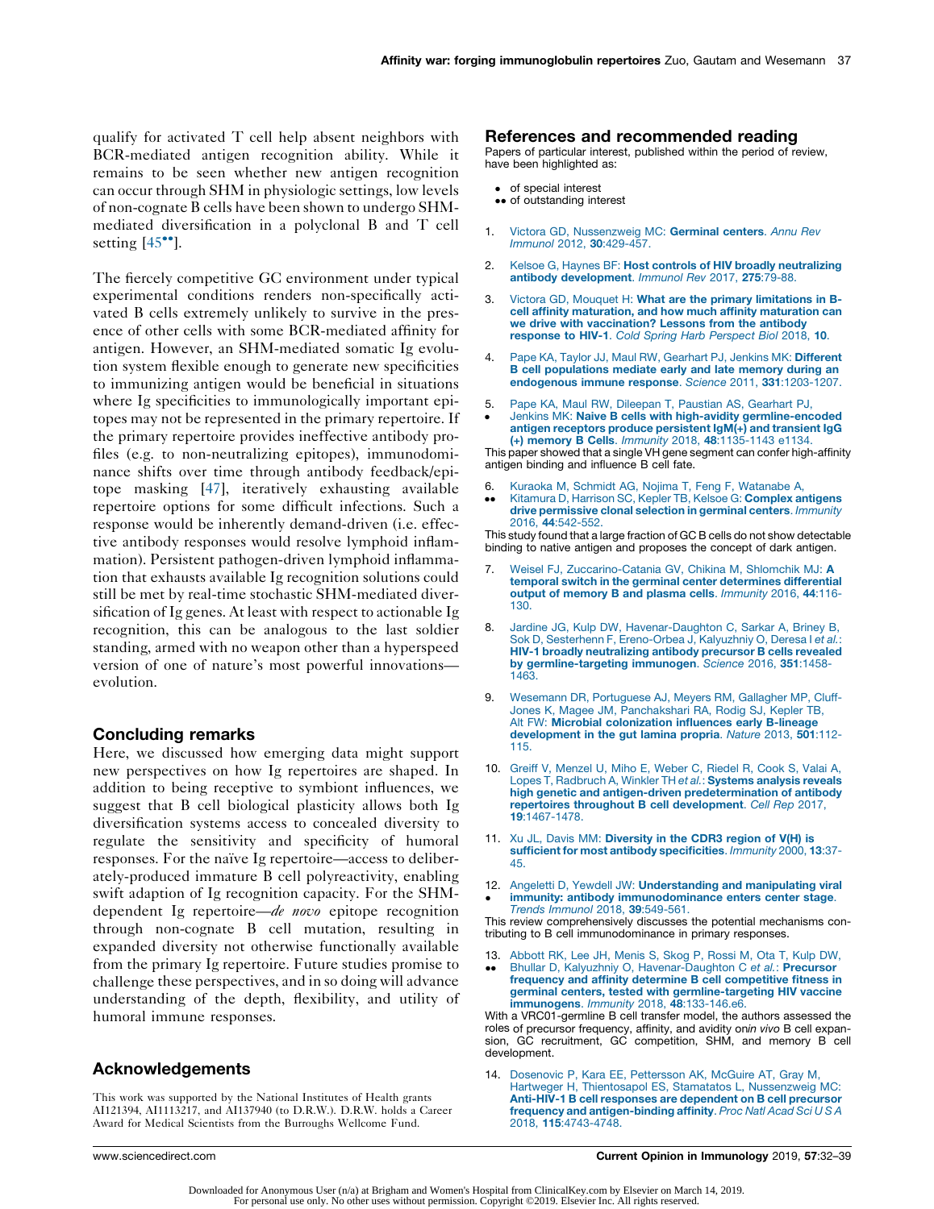qualify for activated T cell help absent neighbors with BCR-mediated antigen recognition ability. While it remains to be seen whether new antigen recognition can occur through SHM in physiologic settings, low levels of non-cognate B cells have been shown to undergo SHM-mediated diversification in a polyclonal B and T cell setting [45••].

The fiercely competitive GC environment under typical experimental conditions renders non-specifically activated B cells extremely unlikely to survive in the presence of other cells with some BCR-mediated affinity for antigen. However, an SHM-mediated somatic Ig evolution system flexible enough to generate new specificities to immunizing antigen would be beneficial in situations where Ig specificities to immunologically important epitopes may not be represented in the primary repertoire. If the primary repertoire provides ineffective antibody profiles (e.g. to non-neutralizing epitopes), immunodominance shifts over time through antibody feedback/epitope masking [47], iteratively exhausting available repertoire options for some difficult infections. Such a response would be inherently demand-driven (i.e. effective antibody responses would resolve lymphoid inflammation). Persistent pathogen-driven lymphoid inflammation that exhausts available Ig recognition solutions could still be met by real-time stochastic SHM-mediated diversification of Ig genes. At least with respect to actionable Ig recognition, this can be analogous to the last soldier standing, armed with no weapon other than a hyperspeed version of one of nature's most powerful innovations—evolution.

## Concluding remarks

Here, we discussed how emerging data might support new perspectives on how Ig repertoires are shaped. In addition to being receptive to symbiont influences, we suggest that B cell biological plasticity allows both Ig diversification systems access to concealed diversity to regulate the sensitivity and specificity of humoral responses. For the naïve Ig repertoire—access to deliberately-produced immature B cell polyreactivity, enabling swift adaptation of Ig recognition capacity. For the SHM-dependent Ig repertoire—*de novo* epitope recognition through non-cognate B cell mutation, resulting in expanded diversity not otherwise functionally available from the primary Ig repertoire. Future studies promise to challenge these perspectives, and in so doing will advance understanding of the depth, flexibility, and utility of humoral immune responses.

## Acknowledgements

This work was supported by the National Institutes of Health grants AI121394, AI113217, and AI137940 (to D.R.W.). D.R.W. holds a Career Award for Medical Scientists from the Burroughs Wellcome Fund.

## References and recommended reading

Papers of particular interest, published within the period of review, have been highlighted as:

- • of special interest
- •• of outstanding interest

1. Victora GD, Nussenzweig MC: **Germinal centers**. *Annu Rev Immunol* 2012, **30**:429-457.

2. Kelsoe G, Haynes BF: **Host controls of HIV broadly neutralizing antibody development**. *Immunol Rev* 2017, **275**:79-88.

3. Victora GD, Mouquet H: **What are the primary limitations in B-cell affinity maturation, and how much affinity maturation can we drive with vaccination? Lessons from the antibody response to HIV-1**. *Cold Spring Harb Perspect Biol* 2018, **10**.

4. Pape KA, Taylor JJ, Maul RW, Gearhart PJ, Jenkins MK: **Different B cell populations mediate early and late memory during an endogenous immune response**. *Science* 2011, **331**:1203-1207.

5. • Pape KA, Maul RW, Dileepan T, Paustian AS, Gearhart PJ, Jenkins MK: **Naive B cells with high-avidity germline-encoded antigen receptors produce persistent IgM(+) and transient IgG (+) memory B Cells**. *Immunity* 2018, **48**:1135-1143 e1134.
This paper showed that a single VH gene segment can confer high-affinity antigen binding and influence B cell fate.

6. •• Kuraoka M, Schmidt AG, Nojima T, Feng F, Watanabe A, Kitamura D, Harrison SC, Kepler TB, Kelsoe G: **Complex antigens drive permissive clonal selection in germinal centers**. *Immunity* 2016, **44**:542-552.
This study found that a large fraction of GC B cells do not show detectable binding to native antigen and proposes the concept of dark antigen.

7. Weisel FJ, Zuccarino-Catania GV, Chikina M, Shlomchik MJ: **A temporal switch in the germinal center determines differential output of memory B and plasma cells**. *Immunity* 2016, **44**:116-130.

8. Jardine JG, Kulp DW, Havenar-Daughton C, Sarkar A, Briney B, Sok D, Sesterhenn F, Ereno-Orbea J, Kalyuzhniy O, Deresa I *et al.*: **HIV-1 broadly neutralizing antibody precursor B cells revealed by germline-targeting immunogen**. *Science* 2016, **351**:1458-1463.

9. Wesemann DR, Portuguese AJ, Meyers RM, Gallagher MP, Cluff-Jones K, Magee JM, Panchakshari RA, Rodig SJ, Kepler TB, Alt FW: **Microbial colonization influences early B-lineage development in the gut lamina propria**. *Nature* 2013, **501**:112-115.

10. Greiff V, Menzel U, Miho E, Weber C, Riedel R, Cook S, Valai A, Lopes T, Radbruch A, Winkler TH *et al.*: **Systems analysis reveals high genetic and antigen-driven predetermination of antibody repertoires throughout B cell development**. *Cell Rep* 2017, **19**:1467-1478.

11. Xu JL, Davis MM: **Diversity in the CDR3 region of V(H) is sufficient for most antibody specificities**. *Immunity* 2000, **13**:37-45.

12. • Angeletti D, Yewdell JW: **Understanding and manipulating viral immunity: antibody immunodominance enters center stage**. *Trends Immunol* 2018, **39**:549-561.
This review comprehensively discusses the potential mechanisms contributing to B cell immunodominance in primary responses.

13. •• Abbott RK, Lee JH, Menis S, Skog P, Rossi M, Ota T, Kulp DW, Bhullar D, Kalyuzhniy O, Havenar-Daughton C *et al.*: **Precursor frequency and affinity determine B cell competitive fitness in germinal centers, tested with germline-targeting HIV vaccine immunogens**. *Immunity* 2018, **48**:133-146.e6.
With a VRC01-germline B cell transfer model, the authors assessed the roles of precursor frequency, affinity, and avidity onin vivo B cell expansion, GC recruitment, GC competition, SHM, and memory B cell development.

14. Dosenovic P, Kara EE, Pettersson AK, McGuire AT, Gray M, Hartweger H, Thientosapol ES, Stamatatos L, Nussenzweig MC: **Anti-HIV-1 B cell responses are dependent on B cell precursor frequency and antigen-binding affinity**. *Proc Natl Acad Sci U S A* 2018, **115**:4743-4748.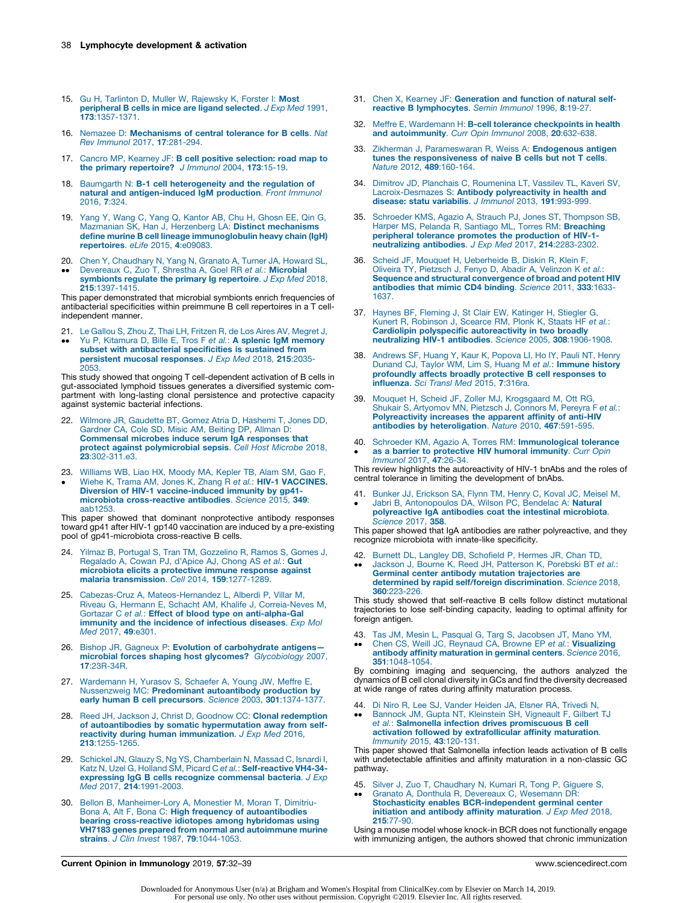15. Gu H, Tarlinton D, Muller W, Rajewsky K, Forster I: **Most peripheral B cells in mice are ligand selected**. *J Exp Med* 1991, **173**:1357-1371.

16. Nemazee D: **Mechanisms of central tolerance for B cells**. *Nat Rev Immunol* 2017, **17**:281-294.

17. Cancro MP, Kearney JF: **B cell positive selection: road map to the primary repertoire?** *J Immunol* 2004, **173**:15-19.

18. Baumgarth N: **B-1 cell heterogeneity and the regulation of natural and antigen-induced IgM production**. *Front Immunol* 2016, **7**:324.

19. Yang Y, Wang C, Yang Q, Kantor AB, Chu H, Ghosn EE, Qin G, Mazmanian SK, Han J, Herzenberg LA: **Distinct mechanisms define murine B cell lineage immunoglobulin heavy chain (IgH) repertoires**. *eLife* 2015, **4**:e09083.

20. •• Chen Y, Chaudhary N, Yang N, Granato A, Turner JA, Howard SL, Devereaux C, Zuo T, Shrestha A, Goel RR *et al.*: **Microbial symbionts regulate the primary Ig repertoire**. *J Exp Med* 2018, **215**:1397-1415.

This paper demonstrated that microbial symbionts enrich frequencies of antibacterial specificities within preimmune B cell repertoires in a T cell-independent manner.

21. •• Le Gallou S, Zhou Z, Thai LH, Fritzen R, de Los Aires AV, Megret J, Yu P, Kitamura D, Bille E, Tros F *et al.*: **A splenic IgM memory subset with antibacterial specificities is sustained from persistent mucosal responses**. *J Exp Med* 2018, **215**:2035-2053.

This study showed that ongoing T cell-dependent activation of B cells in gut-associated lymphoid tissues generates a diversified systemic compartment with long-lasting clonal persistence and protective capacity against systemic bacterial infections.

22. Wilmore JR, Gaudette BT, Gomez Atria D, Hashemi T, Jones DD, Gardner CA, Cole SD, Misic AM, Beiting DP, Allman D: **Commensal microbes induce serum IgA responses that protect against polymicrobial sepsis**. *Cell Host Microbe* 2018, **23**:302-311.e3.

23. • Williams WB, Liao HX, Moody MA, Kepler TB, Alam SM, Gao F, Wiehe K, Trama AM, Jones K, Zhang R *et al.*: **HIV-1 VACCINES. Diversion of HIV-1 vaccine-induced immunity by gp41-microbiota cross-reactive antibodies**. *Science* 2015, **349**: aab1253.

This paper showed that dominant nonprotective antibody responses toward gp41 after HIV-1 gp140 vaccination are induced by a pre-existing pool of gp41-microbiota cross-reactive B cells.

24. Yilmaz B, Portugal S, Tran TM, Gozzelino R, Ramos S, Gomes J, Regalado A, Cowan PJ, d'Apice AJ, Chong AS *et al.*: **Gut microbiota elicits a protective immune response against malaria transmission**. *Cell* 2014, **159**:1277-1289.

25. Cabezas-Cruz A, Mateos-Hernandez L, Alberdi P, Villar M, Riveau G, Hermann E, Schacht AM, Khalife J, Correia-Neves M, Gortazar C *et al.*: **Effect of blood type on anti-alpha-Gal immunity and the incidence of infectious diseases**. *Exp Mol Med* 2017, **49**:e301.

26. Bishop JR, Gagneux P: **Evolution of carbohydrate antigens—microbial forces shaping host glycomes?** *Glycobiology* 2007, **17**:23R-34R.

27. Wardemann H, Yurasov S, Schaefer A, Young JW, Meffre E, Nussenzweig MC: **Predominant autoantibody production by early human B cell precursors**. *Science* 2003, **301**:1374-1377.

28. Reed JH, Jackson J, Christ D, Goodnow CC: **Clonal redemption of autoantibodies by somatic hypermutation away from self-reactivity during human immunization**. *J Exp Med* 2016, **213**:1255-1265.

29. Schickel JN, Glauzy S, Ng YS, Chamberlain N, Massad C, Isnardi I, Katz N, Uzel G, Holland SM, Picard C *et al.*: **Self-reactive VH4-34-expressing IgG B cells recognize commensal bacteria**. *J Exp Med* 2017, **214**:1991-2003.

30. Bellon B, Manheimer-Lory A, Monestier M, Moran T, Dimitriu-Bona A, Alt F, Bona C: **High frequency of autoantibodies bearing cross-reactive idiotopes among hybridomas using VH7183 genes prepared from normal and autoimmune murine strains**. *J Clin Invest* 1987, **79**:1044-1053.

31. Chen X, Kearney JF: **Generation and function of natural self-reactive B lymphocytes**. *Semin Immunol* 1996, **8**:19-27.

32. Meffre E, Wardemann H: **B-cell tolerance checkpoints in health and autoimmunity**. *Curr Opin Immunol* 2008, **20**:632-638.

33. Zikherman J, Parameswaran R, Weiss A: **Endogenous antigen tunes the responsiveness of naive B cells but not T cells**. *Nature* 2012, **489**:160-164.

34. Dimitrov JD, Planchais C, Roumenina LT, Vassilev TL, Kaveri SV, Lacroix-Desmazes S: **Antibody polyreactivity in health and disease: statu variabilis**. *J Immunol* 2013, **191**:993-999.

35. Schroeder KMS, Agazio A, Strauch PJ, Jones ST, Thompson SB, Harper MS, Pelanda R, Santiago ML, Torres RM: **Breaching peripheral tolerance promotes the production of HIV-1-neutralizing antibodies**. *J Exp Med* 2017, **214**:2283-2302.

36. Scheid JF, Mouquet H, Ueberheide B, Diskin R, Klein F, Oliveira TY, Pietzsch J, Fenyo D, Abadir A, Velinzon K *et al.*: **Sequence and structural convergence of broad and potent HIV antibodies that mimic CD4 binding**. *Science* 2011, **333**:1633-1637.

37. Haynes BF, Fleming J, St Clair EW, Katinger H, Stiegler G, Kunert R, Robinson J, Scearce RM, Plonk K, Staats HF *et al.*: **Cardiolipin polyspecific autoreactivity in two broadly neutralizing HIV-1 antibodies**. *Science* 2005, **308**:1906-1908.

38. Andrews SF, Huang Y, Kaur K, Popova LI, Ho IY, Pauli NT, Henry Dunand CJ, Taylor WM, Lim S, Huang M *et al.*: **Immune history profoundly affects broadly protective B cell responses to influenza**. *Sci Transl Med* 2015, **7**:316ra.

39. Mouquet H, Scheid JF, Zoller MJ, Krogsgaard M, Ott RG, Shukair S, Artyomov MN, Pietzsch J, Connors M, Pereyra F *et al.*: **Polyreactivity increases the apparent affinity of anti-HIV antibodies by heteroligation**. *Nature* 2010, **467**:591-595.

40. • Schroeder KM, Agazio A, Torres RM: **Immunological tolerance as a barrier to protective HIV humoral immunity**. *Curr Opin Immunol* 2017, **47**:26-34.

This review highlights the autoreactivity of HIV-1 bnAbs and the roles of central tolerance in limiting the development of bnAbs.

41. • Bunker JJ, Erickson SA, Flynn TM, Henry C, Koval JC, Meisel M, Jabri B, Antonopoulos DA, Wilson PC, Bendelac A: **Natural polyreactive IgA antibodies coat the intestinal microbiota**. *Science* 2017, **358**.

This paper showed that IgA antibodies are rather polyreactive, and they recognize microbiota with innate-like specificity.

42. •• Burnett DL, Langley DB, Schofield P, Hermes JR, Chan TD, Jackson J, Bourne K, Reed JH, Patterson K, Porebski BT *et al.*: **Germinal center antibody mutation trajectories are determined by rapid self/foreign discrimination**. *Science* 2018, **360**:223-226.

This study showed that self-reactive B cells follow distinct mutational trajectories to lose self-binding capacity, leading to optimal affinity for foreign antigen.

43. •• Tas JM, Mesin L, Pasqual G, Targ S, Jacobsen JT, Mano YM, Chen CS, Weill JC, Reynaud CA, Browne EP *et al.*: **Visualizing antibody affinity maturation in germinal centers**. *Science* 2016, **351**:1048-1054.

By combining imaging and sequencing, the authors analyzed the dynamics of B cell clonal diversity in GCs and find the diversity decreased at wide range of rates during affinity maturation process.

44. •• Di Niro R, Lee SJ, Vander Heiden JA, Elsner RA, Trivedi N, Bannock JM, Gupta NT, Kleinstein SH, Vigneault F, Gilbert TJ *et al.*: **Salmonella infection drives promiscuous B cell activation followed by extrafollicular affinity maturation**. *Immunity* 2015, **43**:120-131.

This paper showed that Salmonella infection leads activation of B cells with undetectable affinities and affinity maturation in a non-classic GC pathway.

45. •• Silver J, Zuo T, Chaudhary N, Kumari R, Tong P, Giguere S, Granato A, Donthula R, Devereaux C, Wesemann DR: **Stochasticity enables BCR-independent germinal center initiation and antibody affinity maturation**. *J Exp Med* 2018, **215**:77-90.

Using a mouse model whose knock-in BCR does not functionally engage with immunizing antigen, the authors showed that chronic immunization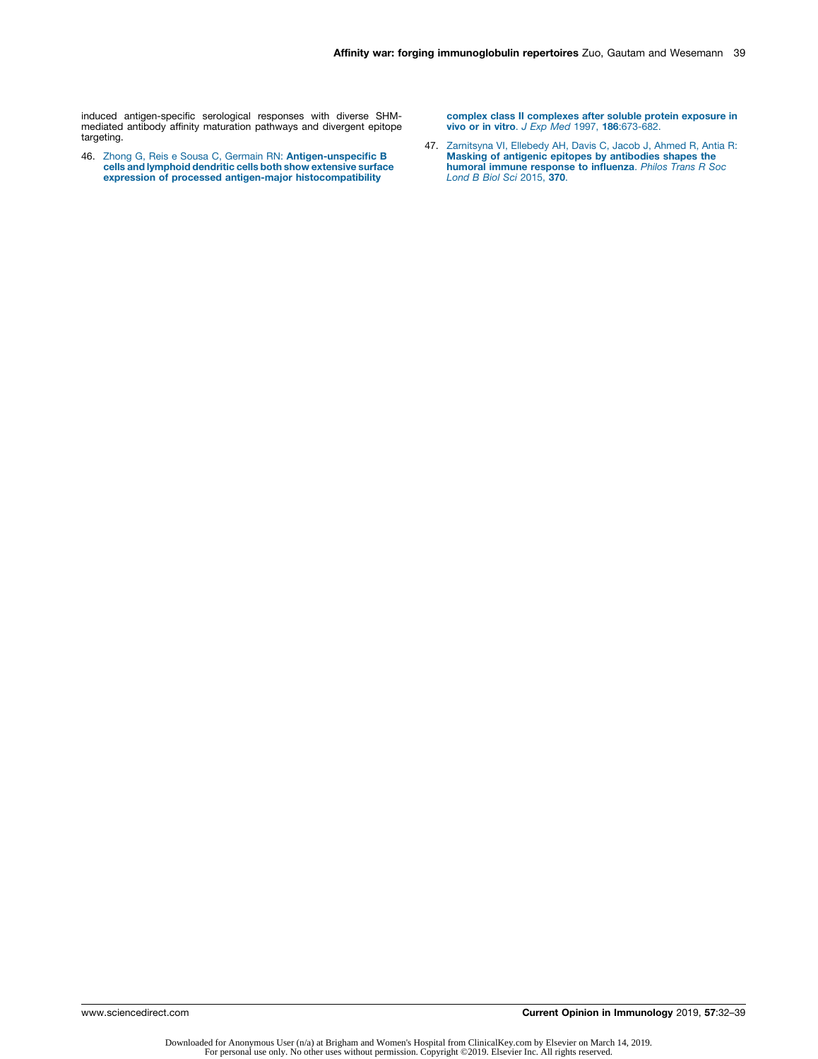induced antigen-specific serological responses with diverse SHM-mediated antibody affinity maturation pathways and divergent epitope targeting.

46. Zhong G, Reis e Sousa C, Germain RN: **Antigen-unspecific B cells and lymphoid dendritic cells both show extensive surface expression of processed antigen-major histocompatibility complex class II complexes after soluble protein exposure in vivo or in vitro**. *J Exp Med* 1997, **186**:673-682.

47. Zarnitsyna VI, Ellebedy AH, Davis C, Jacob J, Ahmed R, Antia R: **Masking of antigenic epitopes by antibodies shapes the humoral immune response to influenza**. *Philos Trans R Soc Lond B Biol Sci* 2015, **370**.

Downloaded for Anonymous User (n/a) at Brigham and Women's Hospital from ClinicalKey.com by Elsevier on March 14, 2019.
For personal use only. No other uses without permission. Copyright ©2019. Elsevier Inc. All rights reserved.